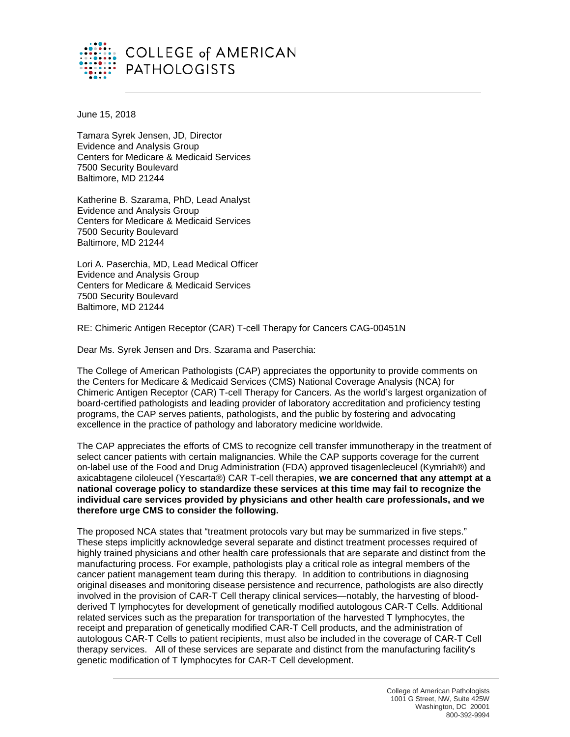COLLEGE of AMERICAN PATHOLOGISTS

June 15, 2018

Tamara Syrek Jensen, JD, Director
Evidence and Analysis Group
Centers for Medicare & Medicaid Services
7500 Security Boulevard
Baltimore, MD 21244

Katherine B. Szarama, PhD, Lead Analyst
Evidence and Analysis Group
Centers for Medicare & Medicaid Services
7500 Security Boulevard
Baltimore, MD 21244

Lori A. Paserchia, MD, Lead Medical Officer
Evidence and Analysis Group
Centers for Medicare & Medicaid Services
7500 Security Boulevard
Baltimore, MD 21244

RE: Chimeric Antigen Receptor (CAR) T-cell Therapy for Cancers CAG-00451N

Dear Ms. Syrek Jensen and Drs. Szarama and Paserchia:

The College of American Pathologists (CAP) appreciates the opportunity to provide comments on the Centers for Medicare & Medicaid Services (CMS) National Coverage Analysis (NCA) for Chimeric Antigen Receptor (CAR) T-cell Therapy for Cancers. As the world's largest organization of board-certified pathologists and leading provider of laboratory accreditation and proficiency testing programs, the CAP serves patients, pathologists, and the public by fostering and advocating excellence in the practice of pathology and laboratory medicine worldwide.

The CAP appreciates the efforts of CMS to recognize cell transfer immunotherapy in the treatment of select cancer patients with certain malignancies. While the CAP supports coverage for the current on-label use of the Food and Drug Administration (FDA) approved tisagenlecleucel (Kymriah®) and axicabtagene ciloleucel (Yescarta®) CAR T-cell therapies, **we are concerned that any attempt at a national coverage policy to standardize these services at this time may fail to recognize the individual care services provided by physicians and other health care professionals, and we therefore urge CMS to consider the following.**

The proposed NCA states that "treatment protocols vary but may be summarized in five steps." These steps implicitly acknowledge several separate and distinct treatment processes required of highly trained physicians and other health care professionals that are separate and distinct from the manufacturing process. For example, pathologists play a critical role as integral members of the cancer patient management team during this therapy. In addition to contributions in diagnosing original diseases and monitoring disease persistence and recurrence, pathologists are also directly involved in the provision of CAR-T Cell therapy clinical services—notably, the harvesting of blood-derived T lymphocytes for development of genetically modified autologous CAR-T Cells. Additional related services such as the preparation for transportation of the harvested T lymphocytes, the receipt and preparation of genetically modified CAR-T Cell products, and the administration of autologous CAR-T Cells to patient recipients, must also be included in the coverage of CAR-T Cell therapy services. All of these services are separate and distinct from the manufacturing facility's genetic modification of T lymphocytes for CAR-T Cell development.

College of American Pathologists
1001 G Street, NW, Suite 425W
Washington, DC 20001
800-392-9994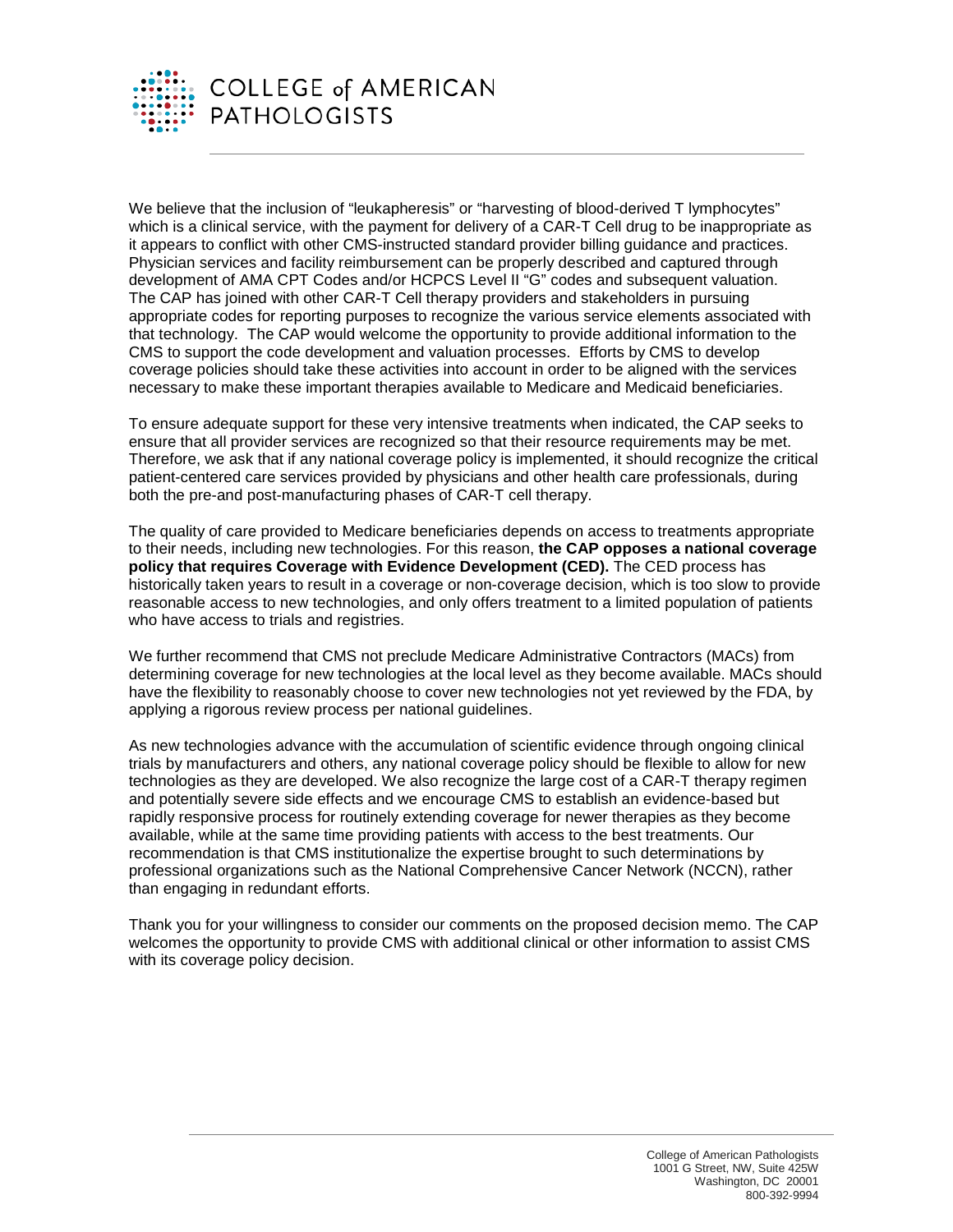We believe that the inclusion of "leukapheresis" or "harvesting of blood-derived T lymphocytes" which is a clinical service, with the payment for delivery of a CAR-T Cell drug to be inappropriate as it appears to conflict with other CMS-instructed standard provider billing guidance and practices. Physician services and facility reimbursement can be properly described and captured through development of AMA CPT Codes and/or HCPCS Level II "G" codes and subsequent valuation. The CAP has joined with other CAR-T Cell therapy providers and stakeholders in pursuing appropriate codes for reporting purposes to recognize the various service elements associated with that technology. The CAP would welcome the opportunity to provide additional information to the CMS to support the code development and valuation processes. Efforts by CMS to develop coverage policies should take these activities into account in order to be aligned with the services necessary to make these important therapies available to Medicare and Medicaid beneficiaries.

To ensure adequate support for these very intensive treatments when indicated, the CAP seeks to ensure that all provider services are recognized so that their resource requirements may be met. Therefore, we ask that if any national coverage policy is implemented, it should recognize the critical patient-centered care services provided by physicians and other health care professionals, during both the pre-and post-manufacturing phases of CAR-T cell therapy.

The quality of care provided to Medicare beneficiaries depends on access to treatments appropriate to their needs, including new technologies. For this reason, **the CAP opposes a national coverage policy that requires Coverage with Evidence Development (CED).** The CED process has historically taken years to result in a coverage or non-coverage decision, which is too slow to provide reasonable access to new technologies, and only offers treatment to a limited population of patients who have access to trials and registries.

We further recommend that CMS not preclude Medicare Administrative Contractors (MACs) from determining coverage for new technologies at the local level as they become available. MACs should have the flexibility to reasonably choose to cover new technologies not yet reviewed by the FDA, by applying a rigorous review process per national guidelines.

As new technologies advance with the accumulation of scientific evidence through ongoing clinical trials by manufacturers and others, any national coverage policy should be flexible to allow for new technologies as they are developed. We also recognize the large cost of a CAR-T therapy regimen and potentially severe side effects and we encourage CMS to establish an evidence-based but rapidly responsive process for routinely extending coverage for newer therapies as they become available, while at the same time providing patients with access to the best treatments. Our recommendation is that CMS institutionalize the expertise brought to such determinations by professional organizations such as the National Comprehensive Cancer Network (NCCN), rather than engaging in redundant efforts.

Thank you for your willingness to consider our comments on the proposed decision memo. The CAP welcomes the opportunity to provide CMS with additional clinical or other information to assist CMS with its coverage policy decision.